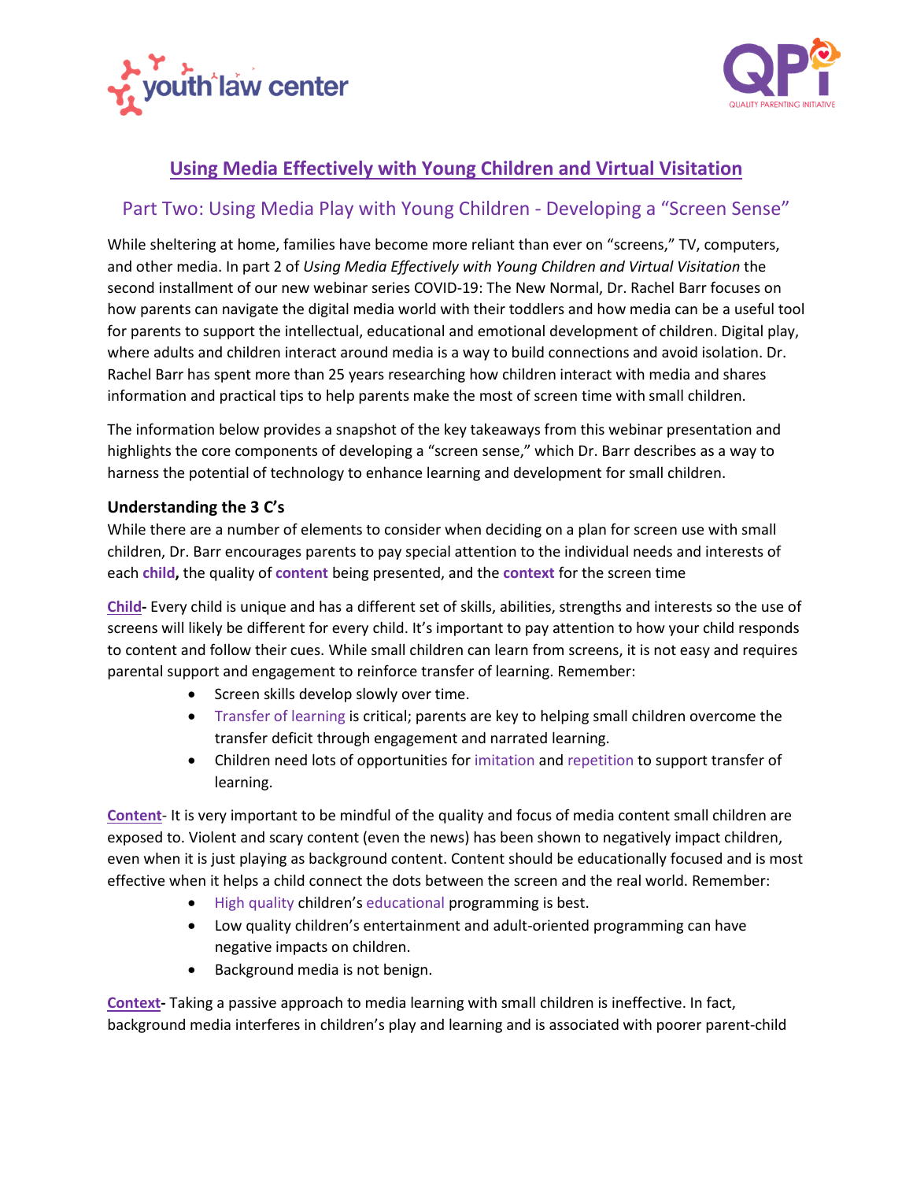# Using Media Effectively with Young Children and Virtual Visitation

## Part Two: Using Media Play with Young Children - Developing a "Screen Sense"

While sheltering at home, families have become more reliant than ever on "screens," TV, computers, and other media. In part 2 of *Using Media Effectively with Young Children and Virtual Visitation* the second installment of our new webinar series COVID-19: The New Normal, Dr. Rachel Barr focuses on how parents can navigate the digital media world with their toddlers and how media can be a useful tool for parents to support the intellectual, educational and emotional development of children. Digital play, where adults and children interact around media is a way to build connections and avoid isolation. Dr. Rachel Barr has spent more than 25 years researching how children interact with media and shares information and practical tips to help parents make the most of screen time with small children.

The information below provides a snapshot of the key takeaways from this webinar presentation and highlights the core components of developing a "screen sense," which Dr. Barr describes as a way to harness the potential of technology to enhance learning and development for small children.

### Understanding the 3 C's

While there are a number of elements to consider when deciding on a plan for screen use with small children, Dr. Barr encourages parents to pay special attention to the individual needs and interests of each **child,** the quality of **content** being presented, and the **context** for the screen time

**Child-** Every child is unique and has a different set of skills, abilities, strengths and interests so the use of screens will likely be different for every child. It's important to pay attention to how your child responds to content and follow their cues. While small children can learn from screens, it is not easy and requires parental support and engagement to reinforce transfer of learning. Remember:

- Screen skills develop slowly over time.
- Transfer of learning is critical; parents are key to helping small children overcome the transfer deficit through engagement and narrated learning.
- Children need lots of opportunities for imitation and repetition to support transfer of learning.

**Content**- It is very important to be mindful of the quality and focus of media content small children are exposed to. Violent and scary content (even the news) has been shown to negatively impact children, even when it is just playing as background content. Content should be educationally focused and is most effective when it helps a child connect the dots between the screen and the real world. Remember:

- High quality children's educational programming is best.
- Low quality children's entertainment and adult-oriented programming can have negative impacts on children.
- Background media is not benign.

**Context-** Taking a passive approach to media learning with small children is ineffective. In fact, background media interferes in children's play and learning and is associated with poorer parent-child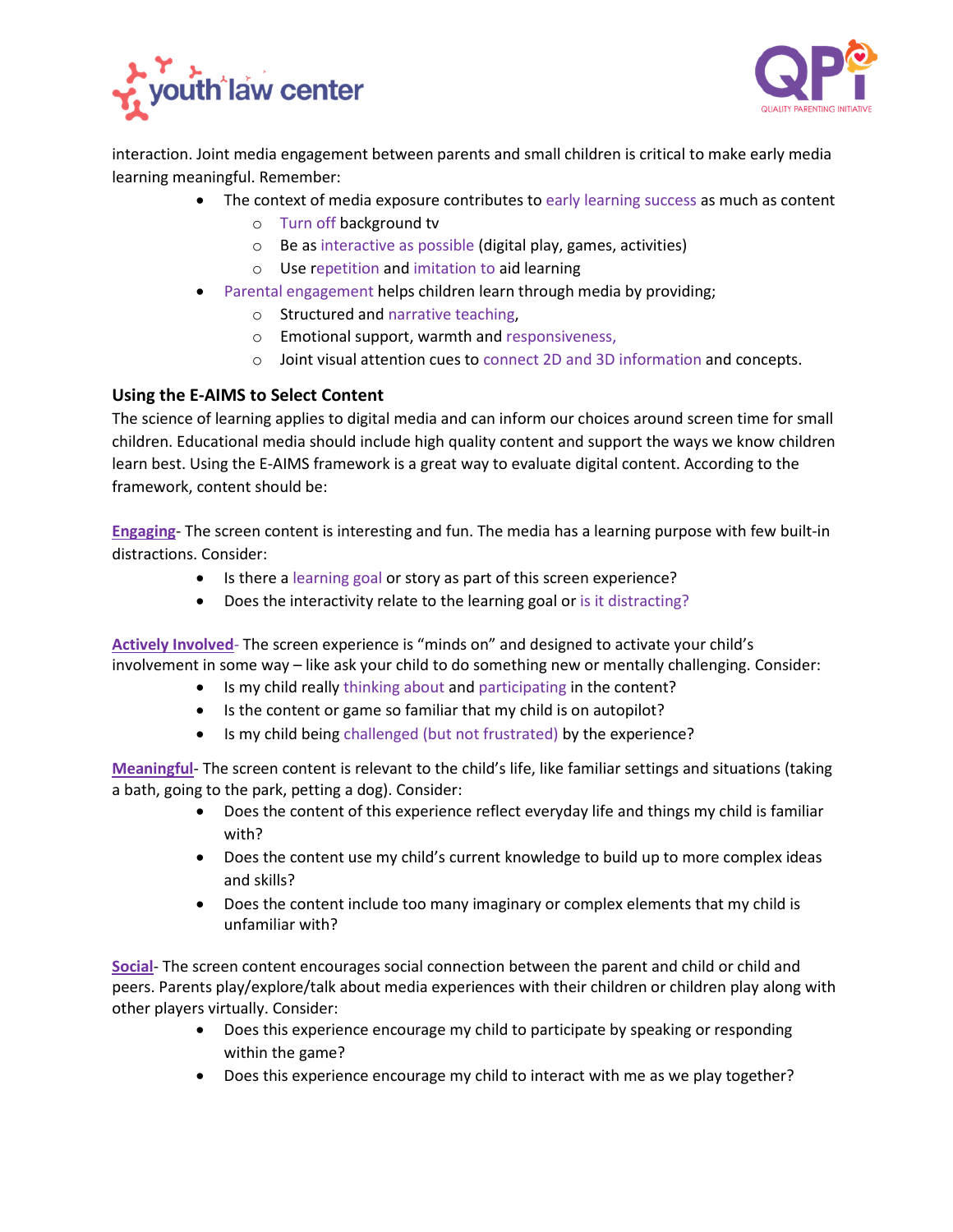interaction. Joint media engagement between parents and small children is critical to make early media learning meaningful. Remember:

- The context of media exposure contributes to early learning success as much as content
  - Turn off background tv
  - Be as interactive as possible (digital play, games, activities)
  - Use repetition and imitation to aid learning
- Parental engagement helps children learn through media by providing;
  - Structured and narrative teaching,
  - Emotional support, warmth and responsiveness,
  - Joint visual attention cues to connect 2D and 3D information and concepts.

### Using the E-AIMS to Select Content

The science of learning applies to digital media and can inform our choices around screen time for small children. Educational media should include high quality content and support the ways we know children learn best. Using the E-AIMS framework is a great way to evaluate digital content. According to the framework, content should be:

**Engaging**- The screen content is interesting and fun. The media has a learning purpose with few built-in distractions. Consider:

- Is there a learning goal or story as part of this screen experience?
- Does the interactivity relate to the learning goal or is it distracting?

**Actively Involved**- The screen experience is "minds on" and designed to activate your child's involvement in some way – like ask your child to do something new or mentally challenging. Consider:

- Is my child really thinking about and participating in the content?
- Is the content or game so familiar that my child is on autopilot?
- Is my child being challenged (but not frustrated) by the experience?

**Meaningful**- The screen content is relevant to the child's life, like familiar settings and situations (taking a bath, going to the park, petting a dog). Consider:

- Does the content of this experience reflect everyday life and things my child is familiar with?
- Does the content use my child's current knowledge to build up to more complex ideas and skills?
- Does the content include too many imaginary or complex elements that my child is unfamiliar with?

**Social**- The screen content encourages social connection between the parent and child or child and peers. Parents play/explore/talk about media experiences with their children or children play along with other players virtually. Consider:

- Does this experience encourage my child to participate by speaking or responding within the game?
- Does this experience encourage my child to interact with me as we play together?